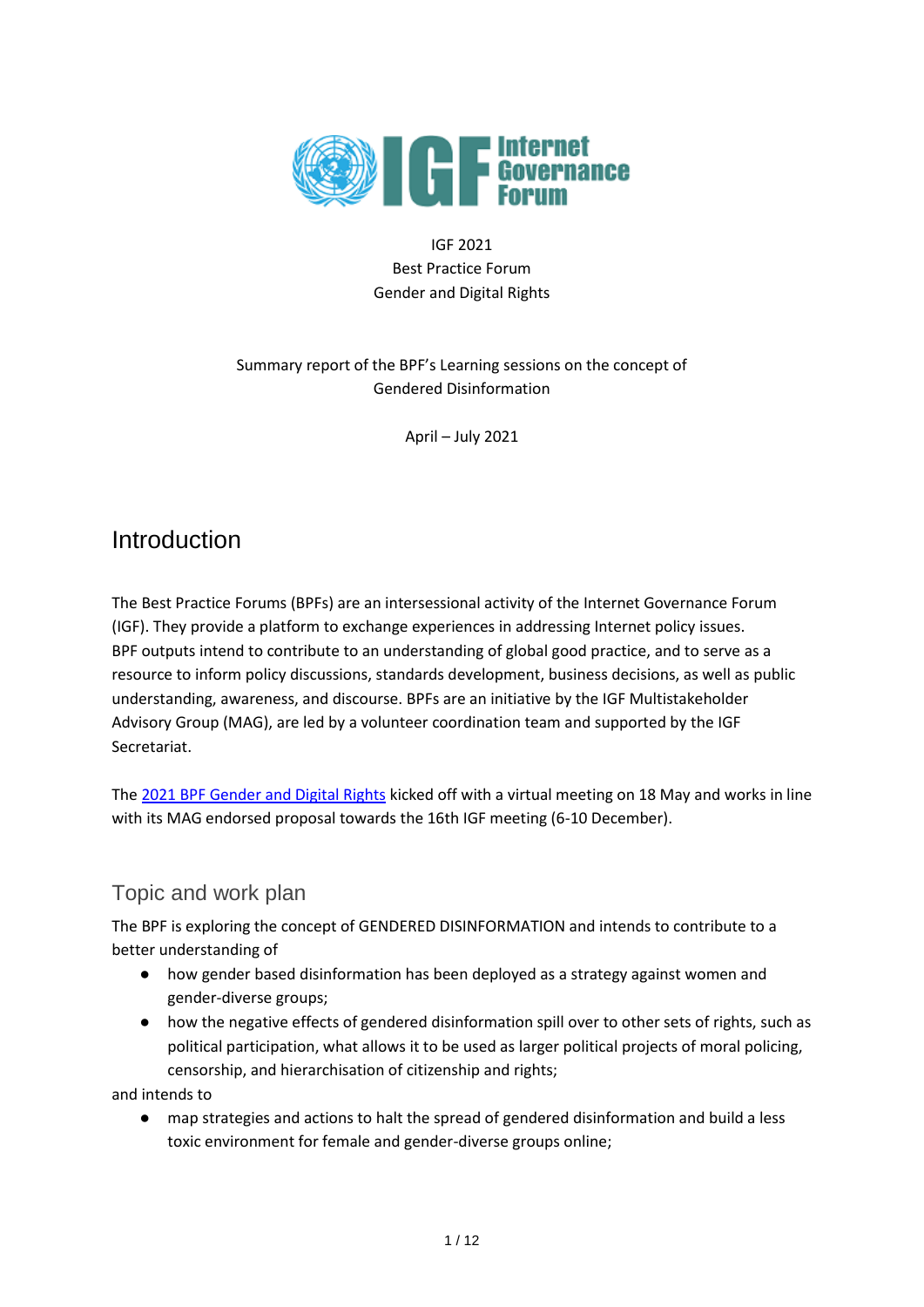IGF 2021
Best Practice Forum
Gender and Digital Rights

Summary report of the BPF's Learning sessions on the concept of
Gendered Disinformation

April – July 2021

# Introduction

The Best Practice Forums (BPFs) are an intersessional activity of the Internet Governance Forum (IGF). They provide a platform to exchange experiences in addressing Internet policy issues. BPF outputs intend to contribute to an understanding of global good practice, and to serve as a resource to inform policy discussions, standards development, business decisions, as well as public understanding, awareness, and discourse. BPFs are an initiative by the IGF Multistakeholder Advisory Group (MAG), are led by a volunteer coordination team and supported by the IGF Secretariat.

The [2021 BPF Gender and Digital Rights] kicked off with a virtual meeting on 18 May and works in line with its MAG endorsed proposal towards the 16th IGF meeting (6-10 December).

## Topic and work plan

The BPF is exploring the concept of GENDERED DISINFORMATION and intends to contribute to a better understanding of

- how gender based disinformation has been deployed as a strategy against women and gender-diverse groups;
- how the negative effects of gendered disinformation spill over to other sets of rights, such as political participation, what allows it to be used as larger political projects of moral policing, censorship, and hierarchisation of citizenship and rights;

and intends to

- map strategies and actions to halt the spread of gendered disinformation and build a less toxic environment for female and gender-diverse groups online;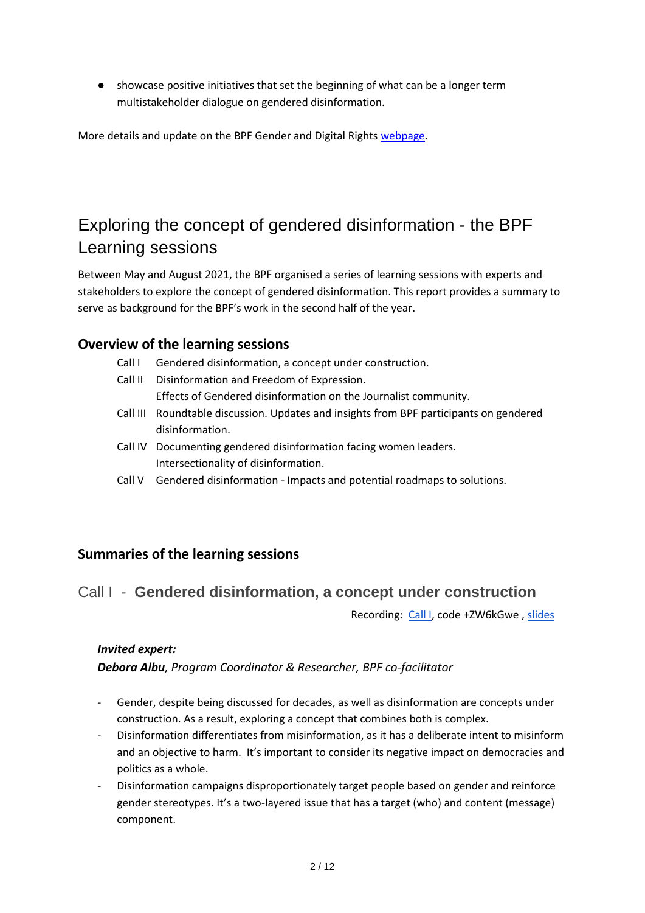- showcase positive initiatives that set the beginning of what can be a longer term multistakeholder dialogue on gendered disinformation.

More details and update on the BPF Gender and Digital Rights webpage.

# Exploring the concept of gendered disinformation - the BPF Learning sessions

Between May and August 2021, the BPF organised a series of learning sessions with experts and stakeholders to explore the concept of gendered disinformation. This report provides a summary to serve as background for the BPF's work in the second half of the year.

## Overview of the learning sessions

| | |
|---|---|
| Call I | Gendered disinformation, a concept under construction. |
| Call II | Disinformation and Freedom of Expression.<br>Effects of Gendered disinformation on the Journalist community. |
| Call III | Roundtable discussion. Updates and insights from BPF participants on gendered disinformation. |
| Call IV | Documenting gendered disinformation facing women leaders.<br>Intersectionality of disinformation. |
| Call V | Gendered disinformation - Impacts and potential roadmaps to solutions. |

## Summaries of the learning sessions

### Call I - **Gendered disinformation, a concept under construction**

Recording: Call I, code +ZW6kGwe , slides

***Invited expert:***
***Debora Albu****, Program Coordinator & Researcher, BPF co-facilitator*

- Gender, despite being discussed for decades, as well as disinformation are concepts under construction. As a result, exploring a concept that combines both is complex.
- Disinformation differentiates from misinformation, as it has a deliberate intent to misinform and an objective to harm. It's important to consider its negative impact on democracies and politics as a whole.
- Disinformation campaigns disproportionately target people based on gender and reinforce gender stereotypes. It's a two-layered issue that has a target (who) and content (message) component.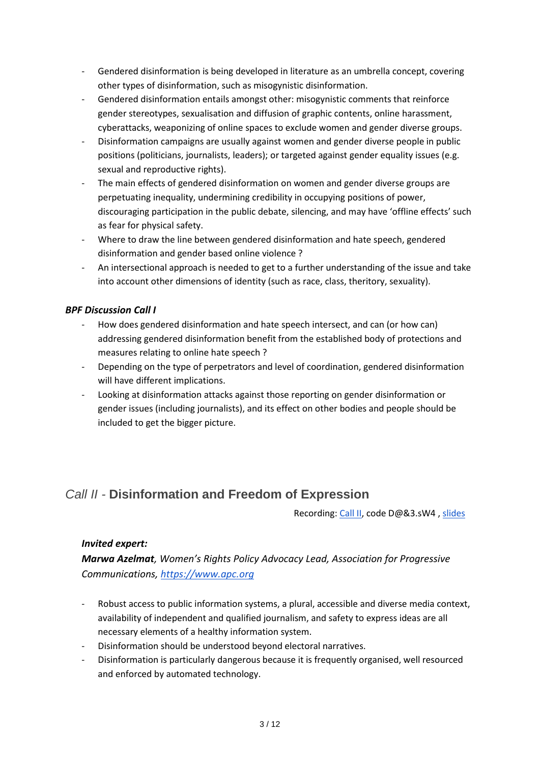- Gendered disinformation is being developed in literature as an umbrella concept, covering other types of disinformation, such as misogynistic disinformation.
- Gendered disinformation entails amongst other: misogynistic comments that reinforce gender stereotypes, sexualisation and diffusion of graphic contents, online harassment, cyberattacks, weaponizing of online spaces to exclude women and gender diverse groups.
- Disinformation campaigns are usually against women and gender diverse people in public positions (politicians, journalists, leaders); or targeted against gender equality issues (e.g. sexual and reproductive rights).
- The main effects of gendered disinformation on women and gender diverse groups are perpetuating inequality, undermining credibility in occupying positions of power, discouraging participation in the public debate, silencing, and may have 'offline effects' such as fear for physical safety.
- Where to draw the line between gendered disinformation and hate speech, gendered disinformation and gender based online violence ?
- An intersectional approach is needed to get to a further understanding of the issue and take into account other dimensions of identity (such as race, class, theritory, sexuality).

***BPF Discussion Call I***

- How does gendered disinformation and hate speech intersect, and can (or how can) addressing gendered disinformation benefit from the established body of protections and measures relating to online hate speech ?
- Depending on the type of perpetrators and level of coordination, gendered disinformation will have different implications.
- Looking at disinformation attacks against those reporting on gender disinformation or gender issues (including journalists), and its effect on other bodies and people should be included to get the bigger picture.

## *Call II* - **Disinformation and Freedom of Expression**

Recording: [Call II](), code D@&3.sW4 , [slides]()

***Invited expert:***

***Marwa Azelmat****, Women's Rights Policy Advocacy Lead, Association for Progressive Communications, [https://www.apc.org](https://www.apc.org)*

- Robust access to public information systems, a plural, accessible and diverse media context, availability of independent and qualified journalism, and safety to express ideas are all necessary elements of a healthy information system.
- Disinformation should be understood beyond electoral narratives.
- Disinformation is particularly dangerous because it is frequently organised, well resourced and enforced by automated technology.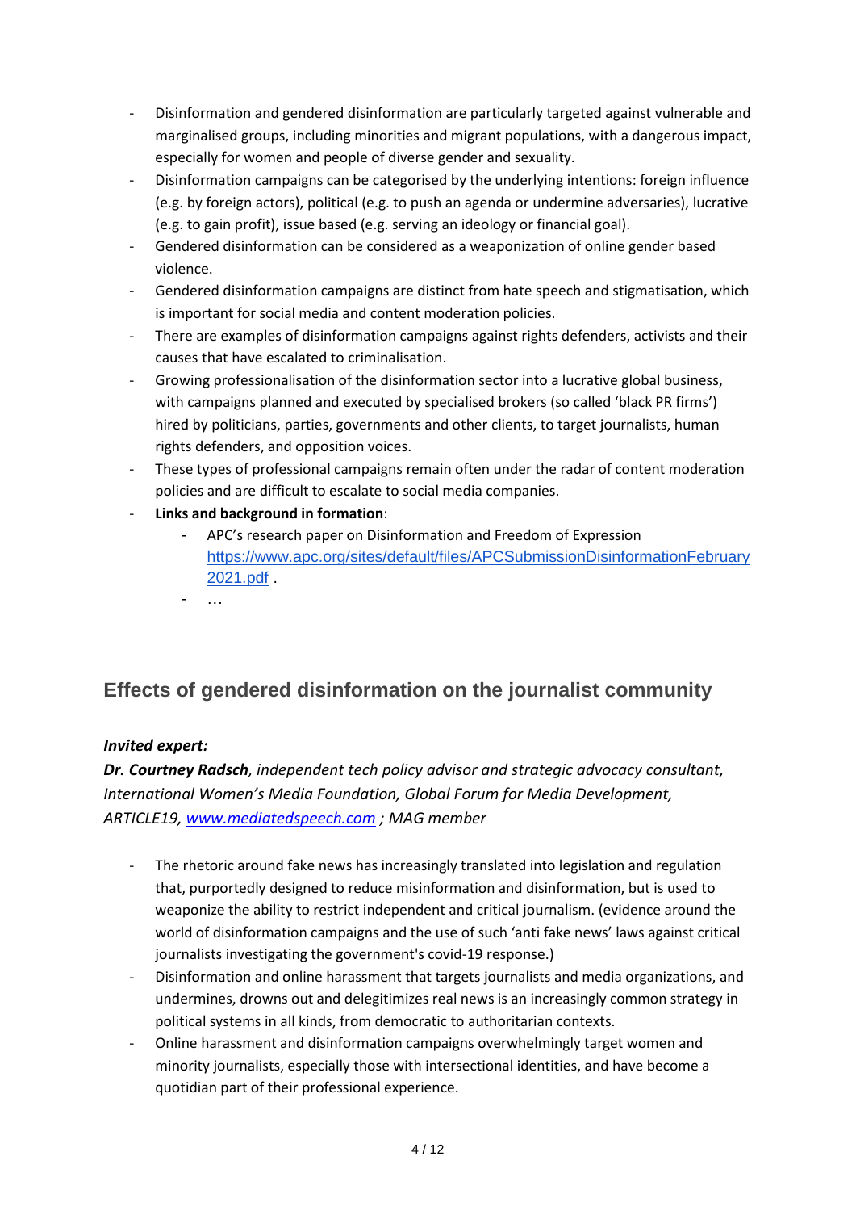- Disinformation and gendered disinformation are particularly targeted against vulnerable and marginalised groups, including minorities and migrant populations, with a dangerous impact, especially for women and people of diverse gender and sexuality.
- Disinformation campaigns can be categorised by the underlying intentions: foreign influence (e.g. by foreign actors), political (e.g. to push an agenda or undermine adversaries), lucrative (e.g. to gain profit), issue based (e.g. serving an ideology or financial goal).
- Gendered disinformation can be considered as a weaponization of online gender based violence.
- Gendered disinformation campaigns are distinct from hate speech and stigmatisation, which is important for social media and content moderation policies.
- There are examples of disinformation campaigns against rights defenders, activists and their causes that have escalated to criminalisation.
- Growing professionalisation of the disinformation sector into a lucrative global business, with campaigns planned and executed by specialised brokers (so called 'black PR firms') hired by politicians, parties, governments and other clients, to target journalists, human rights defenders, and opposition voices.
- These types of professional campaigns remain often under the radar of content moderation policies and are difficult to escalate to social media companies.
- **Links and background in formation**:
    - APC's research paper on Disinformation and Freedom of Expression [https://www.apc.org/sites/default/files/APCSubmissionDisinformationFebruary2021.pdf](https://www.apc.org/sites/default/files/APCSubmissionDisinformationFebruary2021.pdf) .
    - …

## Effects of gendered disinformation on the journalist community

***Invited expert:***

***Dr. Courtney Radsch**, independent tech policy advisor and strategic advocacy consultant, International Women's Media Foundation, Global Forum for Media Development, ARTICLE19, [www.mediatedspeech.com](http://www.mediatedspeech.com) ; MAG member*

- The rhetoric around fake news has increasingly translated into legislation and regulation that, purportedly designed to reduce misinformation and disinformation, but is used to weaponize the ability to restrict independent and critical journalism. (evidence around the world of disinformation campaigns and the use of such 'anti fake news' laws against critical journalists investigating the government's covid-19 response.)
- Disinformation and online harassment that targets journalists and media organizations, and undermines, drowns out and delegitimizes real news is an increasingly common strategy in political systems in all kinds, from democratic to authoritarian contexts.
- Online harassment and disinformation campaigns overwhelmingly target women and minority journalists, especially those with intersectional identities, and have become a quotidian part of their professional experience.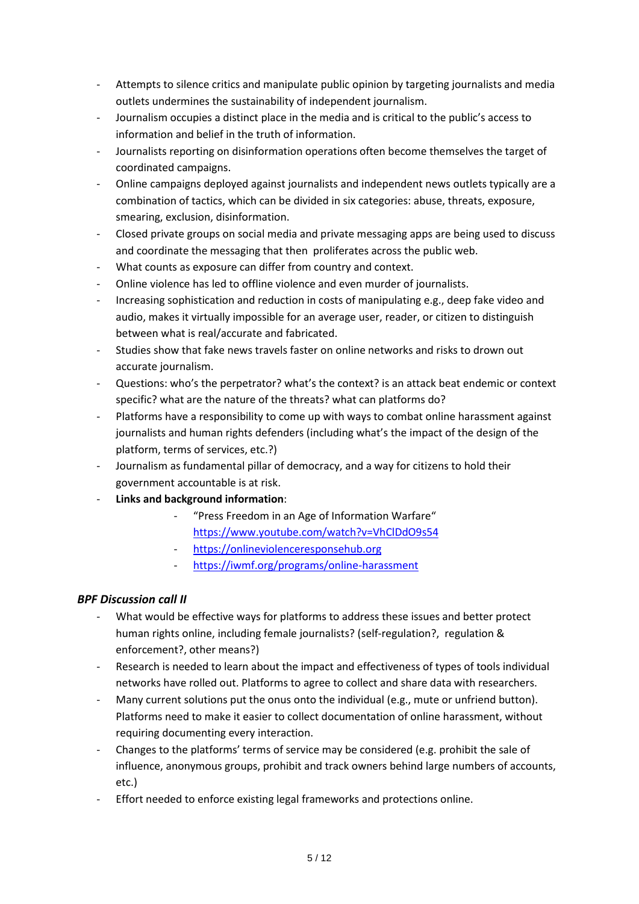- Attempts to silence critics and manipulate public opinion by targeting journalists and media outlets undermines the sustainability of independent journalism.
- Journalism occupies a distinct place in the media and is critical to the public's access to information and belief in the truth of information.
- Journalists reporting on disinformation operations often become themselves the target of coordinated campaigns.
- Online campaigns deployed against journalists and independent news outlets typically are a combination of tactics, which can be divided in six categories: abuse, threats, exposure, smearing, exclusion, disinformation.
- Closed private groups on social media and private messaging apps are being used to discuss and coordinate the messaging that then proliferates across the public web.
- What counts as exposure can differ from country and context.
- Online violence has led to offline violence and even murder of journalists.
- Increasing sophistication and reduction in costs of manipulating e.g., deep fake video and audio, makes it virtually impossible for an average user, reader, or citizen to distinguish between what is real/accurate and fabricated.
- Studies show that fake news travels faster on online networks and risks to drown out accurate journalism.
- Questions: who's the perpetrator? what's the context? is an attack beat endemic or context specific? what are the nature of the threats? what can platforms do?
- Platforms have a responsibility to come up with ways to combat online harassment against journalists and human rights defenders (including what's the impact of the design of the platform, terms of services, etc.?)
- Journalism as fundamental pillar of democracy, and a way for citizens to hold their government accountable is at risk.
- **Links and background information**:
    - "Press Freedom in an Age of Information Warfare" https://www.youtube.com/watch?v=VhClDdO9s54
    - https://onlineviolenceresponsehub.org
    - https://iwmf.org/programs/online-harassment

### *BPF Discussion call II*

- What would be effective ways for platforms to address these issues and better protect human rights online, including female journalists? (self-regulation?, regulation & enforcement?, other means?)
- Research is needed to learn about the impact and effectiveness of types of tools individual networks have rolled out. Platforms to agree to collect and share data with researchers.
- Many current solutions put the onus onto the individual (e.g., mute or unfriend button). Platforms need to make it easier to collect documentation of online harassment, without requiring documenting every interaction.
- Changes to the platforms' terms of service may be considered (e.g. prohibit the sale of influence, anonymous groups, prohibit and track owners behind large numbers of accounts, etc.)
- Effort needed to enforce existing legal frameworks and protections online.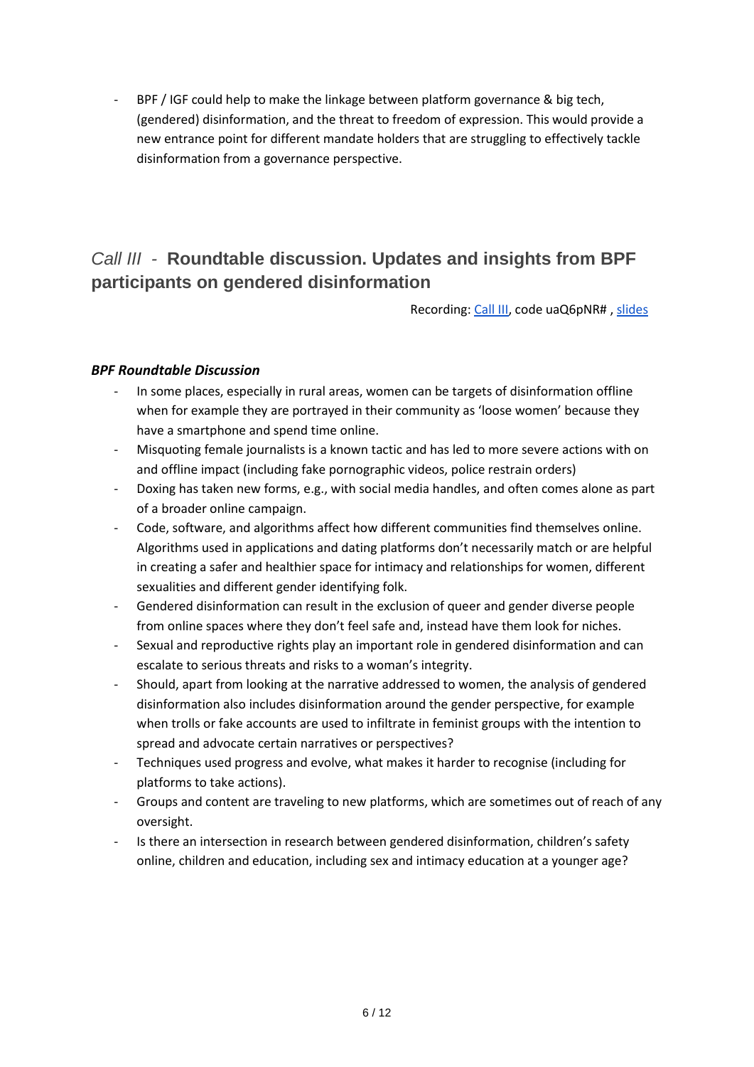- BPF / IGF could help to make the linkage between platform governance & big tech, (gendered) disinformation, and the threat to freedom of expression. This would provide a new entrance point for different mandate holders that are struggling to effectively tackle disinformation from a governance perspective.

## *Call III* - **Roundtable discussion. Updates and insights from BPF participants on gendered disinformation**

Recording: Call III, code uaQ6pNR# , slides

### ***BPF Roundtable Discussion***

- In some places, especially in rural areas, women can be targets of disinformation offline when for example they are portrayed in their community as 'loose women' because they have a smartphone and spend time online.
- Misquoting female journalists is a known tactic and has led to more severe actions with on and offline impact (including fake pornographic videos, police restrain orders)
- Doxing has taken new forms, e.g., with social media handles, and often comes alone as part of a broader online campaign.
- Code, software, and algorithms affect how different communities find themselves online. Algorithms used in applications and dating platforms don't necessarily match or are helpful in creating a safer and healthier space for intimacy and relationships for women, different sexualities and different gender identifying folk.
- Gendered disinformation can result in the exclusion of queer and gender diverse people from online spaces where they don't feel safe and, instead have them look for niches.
- Sexual and reproductive rights play an important role in gendered disinformation and can escalate to serious threats and risks to a woman's integrity.
- Should, apart from looking at the narrative addressed to women, the analysis of gendered disinformation also includes disinformation around the gender perspective, for example when trolls or fake accounts are used to infiltrate in feminist groups with the intention to spread and advocate certain narratives or perspectives?
- Techniques used progress and evolve, what makes it harder to recognise (including for platforms to take actions).
- Groups and content are traveling to new platforms, which are sometimes out of reach of any oversight.
- Is there an intersection in research between gendered disinformation, children's safety online, children and education, including sex and intimacy education at a younger age?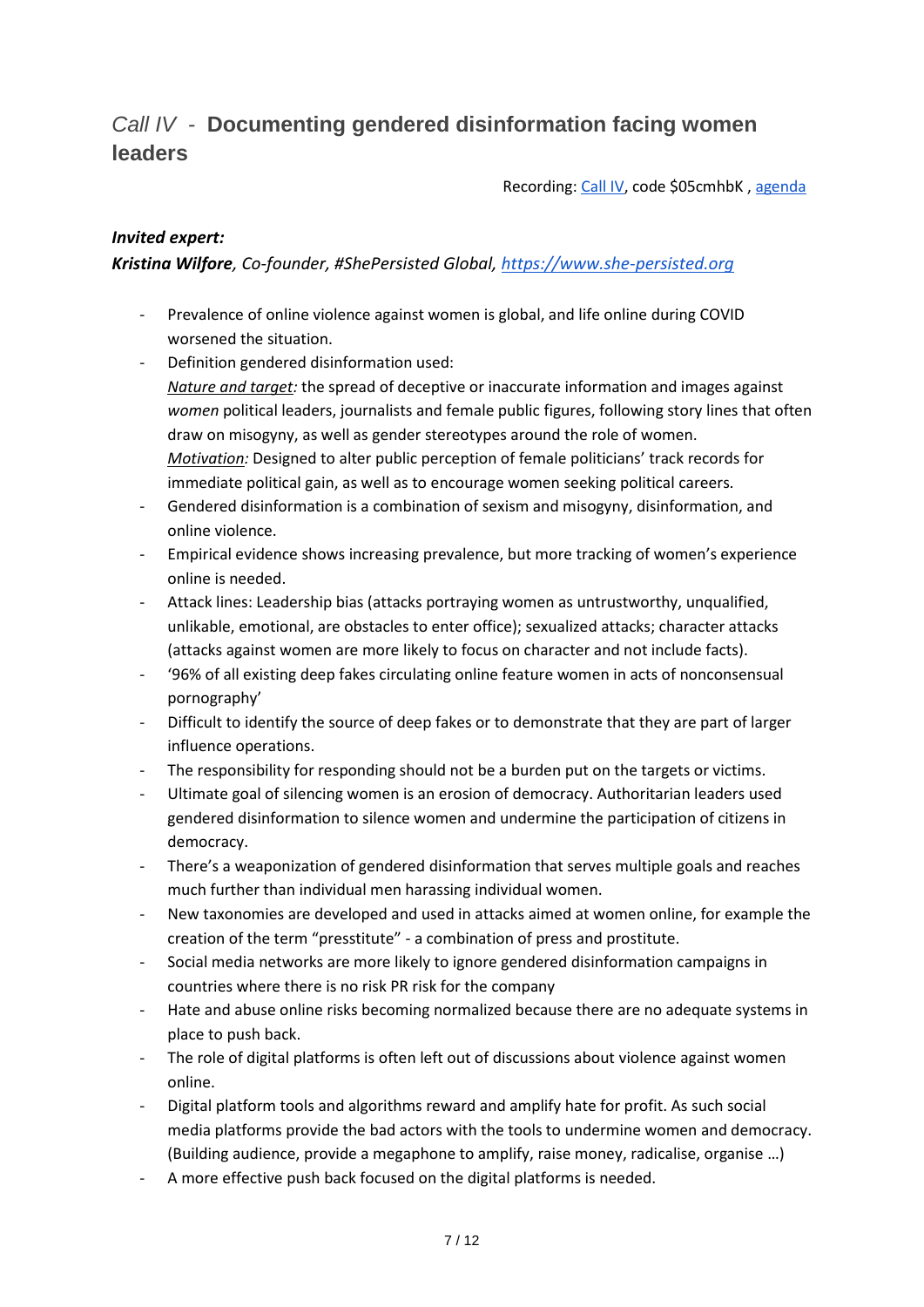## *Call IV* - **Documenting gendered disinformation facing women leaders**

Recording: [Call IV](), code $05cmhbK , [agenda]()

***Invited expert:***

***Kristina Wilfore**, Co-founder, #ShePersisted Global, [https://www.she-persisted.org](https://www.she-persisted.org)*

- Prevalence of online violence against women is global, and life online during COVID worsened the situation.
- Definition gendered disinformation used:
  *Nature and target:* the spread of deceptive or inaccurate information and images against *women* political leaders, journalists and female public figures, following story lines that often draw on misogyny, as well as gender stereotypes around the role of women.
  *Motivation:* Designed to alter public perception of female politicians' track records for immediate political gain, as well as to encourage women seeking political careers.
- Gendered disinformation is a combination of sexism and misogyny, disinformation, and online violence.
- Empirical evidence shows increasing prevalence, but more tracking of women's experience online is needed.
- Attack lines: Leadership bias (attacks portraying women as untrustworthy, unqualified, unlikable, emotional, are obstacles to enter office); sexualized attacks; character attacks (attacks against women are more likely to focus on character and not include facts).
- '96% of all existing deep fakes circulating online feature women in acts of nonconsensual pornography'
- Difficult to identify the source of deep fakes or to demonstrate that they are part of larger influence operations.
- The responsibility for responding should not be a burden put on the targets or victims.
- Ultimate goal of silencing women is an erosion of democracy. Authoritarian leaders used gendered disinformation to silence women and undermine the participation of citizens in democracy.
- There's a weaponization of gendered disinformation that serves multiple goals and reaches much further than individual men harassing individual women.
- New taxonomies are developed and used in attacks aimed at women online, for example the creation of the term "presstitute" - a combination of press and prostitute.
- Social media networks are more likely to ignore gendered disinformation campaigns in countries where there is no risk PR risk for the company
- Hate and abuse online risks becoming normalized because there are no adequate systems in place to push back.
- The role of digital platforms is often left out of discussions about violence against women online.
- Digital platform tools and algorithms reward and amplify hate for profit. As such social media platforms provide the bad actors with the tools to undermine women and democracy. (Building audience, provide a megaphone to amplify, raise money, radicalise, organise …)
- A more effective push back focused on the digital platforms is needed.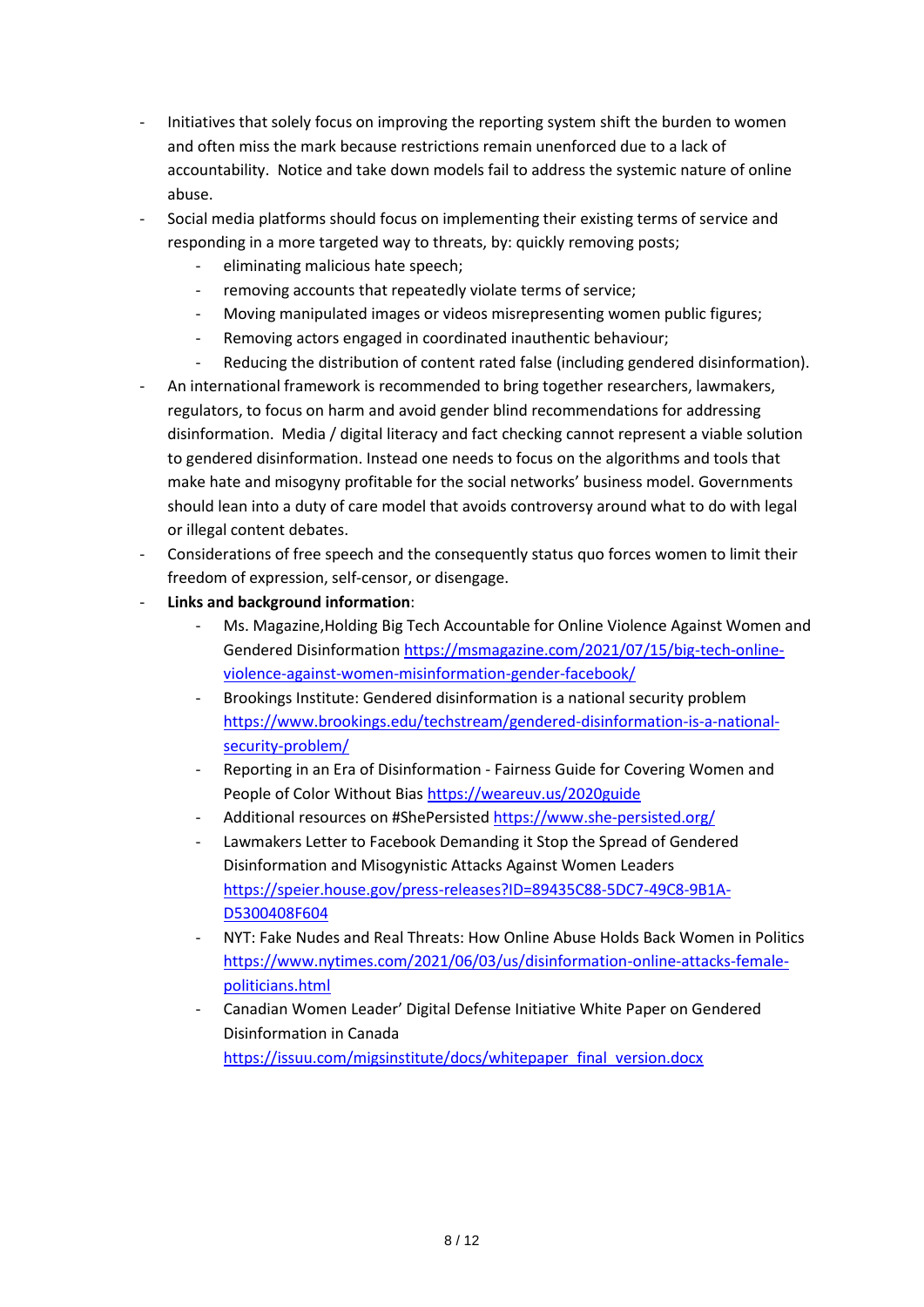- Initiatives that solely focus on improving the reporting system shift the burden to women and often miss the mark because restrictions remain unenforced due to a lack of accountability. Notice and take down models fail to address the systemic nature of online abuse.
- Social media platforms should focus on implementing their existing terms of service and responding in a more targeted way to threats, by: quickly removing posts;
  - eliminating malicious hate speech;
  - removing accounts that repeatedly violate terms of service;
  - Moving manipulated images or videos misrepresenting women public figures;
  - Removing actors engaged in coordinated inauthentic behaviour;
  - Reducing the distribution of content rated false (including gendered disinformation).
- An international framework is recommended to bring together researchers, lawmakers, regulators, to focus on harm and avoid gender blind recommendations for addressing disinformation. Media / digital literacy and fact checking cannot represent a viable solution to gendered disinformation. Instead one needs to focus on the algorithms and tools that make hate and misogyny profitable for the social networks' business model. Governments should lean into a duty of care model that avoids controversy around what to do with legal or illegal content debates.
- Considerations of free speech and the consequently status quo forces women to limit their freedom of expression, self-censor, or disengage.
- **Links and background information**:
  - Ms. Magazine,Holding Big Tech Accountable for Online Violence Against Women and Gendered Disinformation https://msmagazine.com/2021/07/15/big-tech-online-violence-against-women-misinformation-gender-facebook/
  - Brookings Institute: Gendered disinformation is a national security problem https://www.brookings.edu/techstream/gendered-disinformation-is-a-national-security-problem/
  - Reporting in an Era of Disinformation - Fairness Guide for Covering Women and People of Color Without Bias https://weareuv.us/2020guide
  - Additional resources on #ShePersisted https://www.she-persisted.org/
  - Lawmakers Letter to Facebook Demanding it Stop the Spread of Gendered Disinformation and Misogynistic Attacks Against Women Leaders https://speier.house.gov/press-releases?ID=89435C88-5DC7-49C8-9B1A-D5300408F604
  - NYT: Fake Nudes and Real Threats: How Online Abuse Holds Back Women in Politics https://www.nytimes.com/2021/06/03/us/disinformation-online-attacks-female-politicians.html
  - Canadian Women Leader' Digital Defense Initiative White Paper on Gendered Disinformation in Canada https://issuu.com/migsinstitute/docs/whitepaper_final_version.docx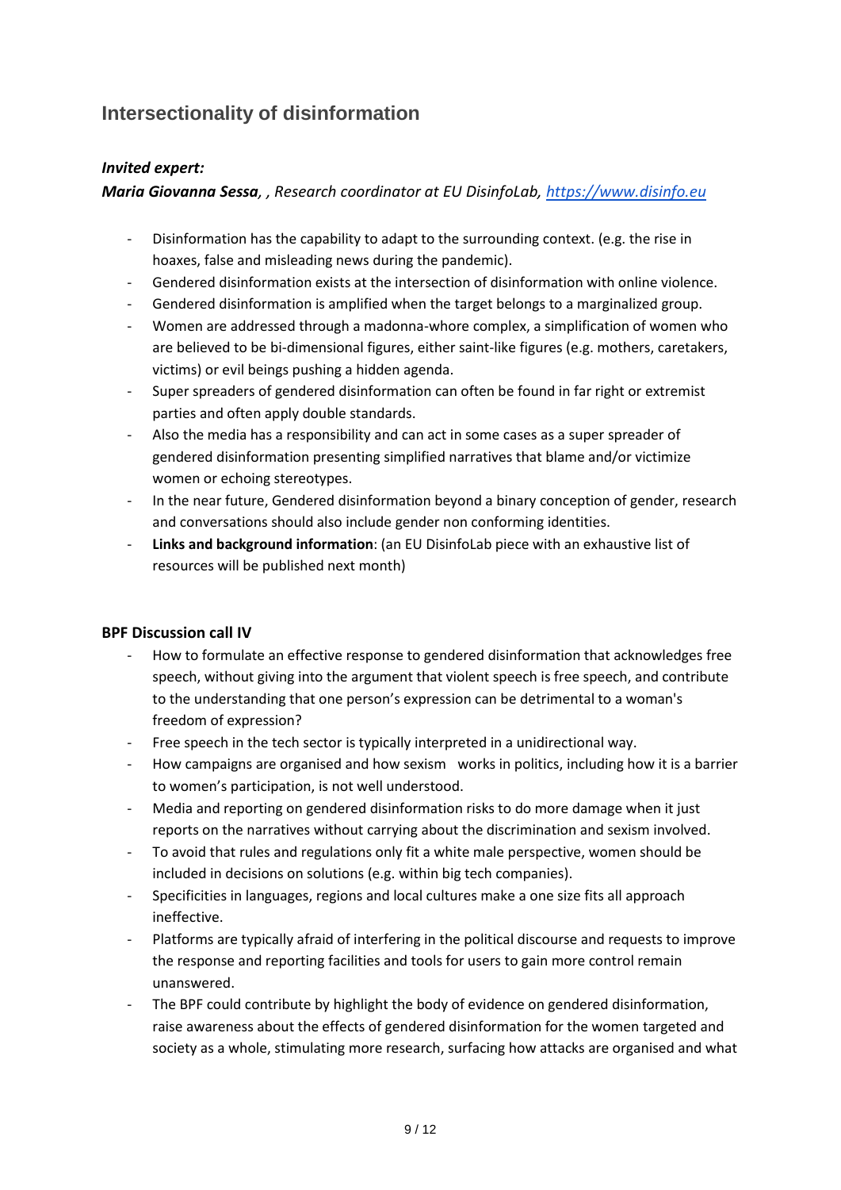## Intersectionality of disinformation

***Invited expert:***

***Maria Giovanna Sessa**, , Research coordinator at EU DisinfoLab, [https://www.disinfo.eu](https://www.disinfo.eu)*

- Disinformation has the capability to adapt to the surrounding context. (e.g. the rise in hoaxes, false and misleading news during the pandemic).
- Gendered disinformation exists at the intersection of disinformation with online violence.
- Gendered disinformation is amplified when the target belongs to a marginalized group.
- Women are addressed through a madonna-whore complex, a simplification of women who are believed to be bi-dimensional figures, either saint-like figures (e.g. mothers, caretakers, victims) or evil beings pushing a hidden agenda.
- Super spreaders of gendered disinformation can often be found in far right or extremist parties and often apply double standards.
- Also the media has a responsibility and can act in some cases as a super spreader of gendered disinformation presenting simplified narratives that blame and/or victimize women or echoing stereotypes.
- In the near future, Gendered disinformation beyond a binary conception of gender, research and conversations should also include gender non conforming identities.
- **Links and background information**: (an EU DisinfoLab piece with an exhaustive list of resources will be published next month)

### BPF Discussion call IV

- How to formulate an effective response to gendered disinformation that acknowledges free speech, without giving into the argument that violent speech is free speech, and contribute to the understanding that one person's expression can be detrimental to a woman's freedom of expression?
- Free speech in the tech sector is typically interpreted in a unidirectional way.
- How campaigns are organised and how sexism works in politics, including how it is a barrier to women's participation, is not well understood.
- Media and reporting on gendered disinformation risks to do more damage when it just reports on the narratives without carrying about the discrimination and sexism involved.
- To avoid that rules and regulations only fit a white male perspective, women should be included in decisions on solutions (e.g. within big tech companies).
- Specificities in languages, regions and local cultures make a one size fits all approach ineffective.
- Platforms are typically afraid of interfering in the political discourse and requests to improve the response and reporting facilities and tools for users to gain more control remain unanswered.
- The BPF could contribute by highlight the body of evidence on gendered disinformation, raise awareness about the effects of gendered disinformation for the women targeted and society as a whole, stimulating more research, surfacing how attacks are organised and what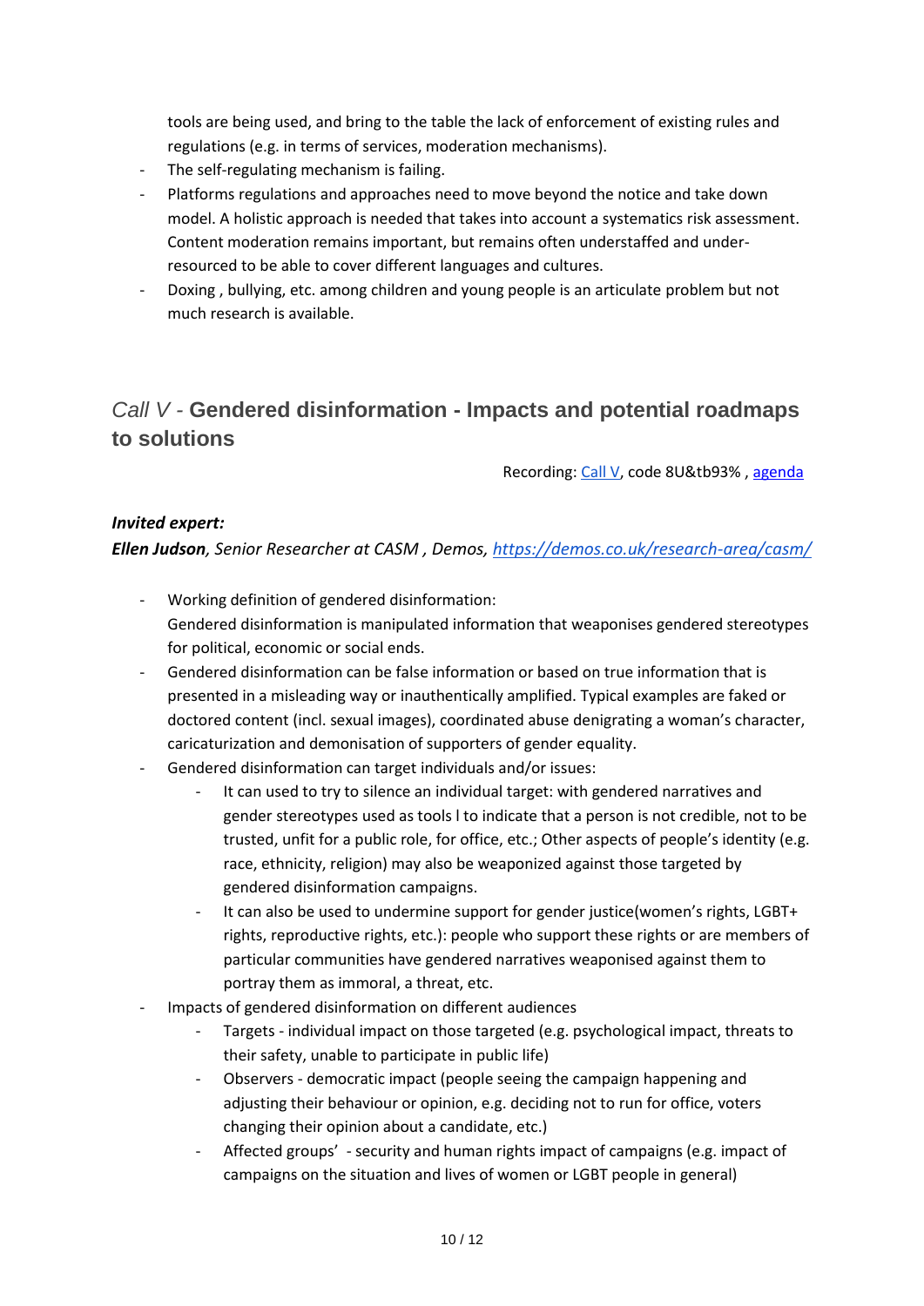tools are being used, and bring to the table the lack of enforcement of existing rules and regulations (e.g. in terms of services, moderation mechanisms).

- The self-regulating mechanism is failing.
- Platforms regulations and approaches need to move beyond the notice and take down model. A holistic approach is needed that takes into account a systematics risk assessment. Content moderation remains important, but remains often understaffed and under-resourced to be able to cover different languages and cultures.
- Doxing , bullying, etc. among children and young people is an articulate problem but not much research is available.

## *Call V* - **Gendered disinformation - Impacts and potential roadmaps to solutions**

Recording: [Call V](), code 8U&tb93% , [agenda]()

***Invited expert:***

***Ellen Judson**, Senior Researcher at CASM , Demos, [https://demos.co.uk/research-area/casm/](https://demos.co.uk/research-area/casm/)*

- Working definition of gendered disinformation:
  Gendered disinformation is manipulated information that weaponises gendered stereotypes for political, economic or social ends.
- Gendered disinformation can be false information or based on true information that is presented in a misleading way or inauthentically amplified. Typical examples are faked or doctored content (incl. sexual images), coordinated abuse denigrating a woman's character, caricaturization and demonisation of supporters of gender equality.
- Gendered disinformation can target individuals and/or issues:
  - It can used to try to silence an individual target: with gendered narratives and gender stereotypes used as tools l to indicate that a person is not credible, not to be trusted, unfit for a public role, for office, etc.; Other aspects of people's identity (e.g. race, ethnicity, religion) may also be weaponized against those targeted by gendered disinformation campaigns.
  - It can also be used to undermine support for gender justice(women's rights, LGBT+ rights, reproductive rights, etc.): people who support these rights or are members of particular communities have gendered narratives weaponised against them to portray them as immoral, a threat, etc.
- Impacts of gendered disinformation on different audiences
  - Targets - individual impact on those targeted (e.g. psychological impact, threats to their safety, unable to participate in public life)
  - Observers - democratic impact (people seeing the campaign happening and adjusting their behaviour or opinion, e.g. deciding not to run for office, voters changing their opinion about a candidate, etc.)
  - Affected groups' - security and human rights impact of campaigns (e.g. impact of campaigns on the situation and lives of women or LGBT people in general)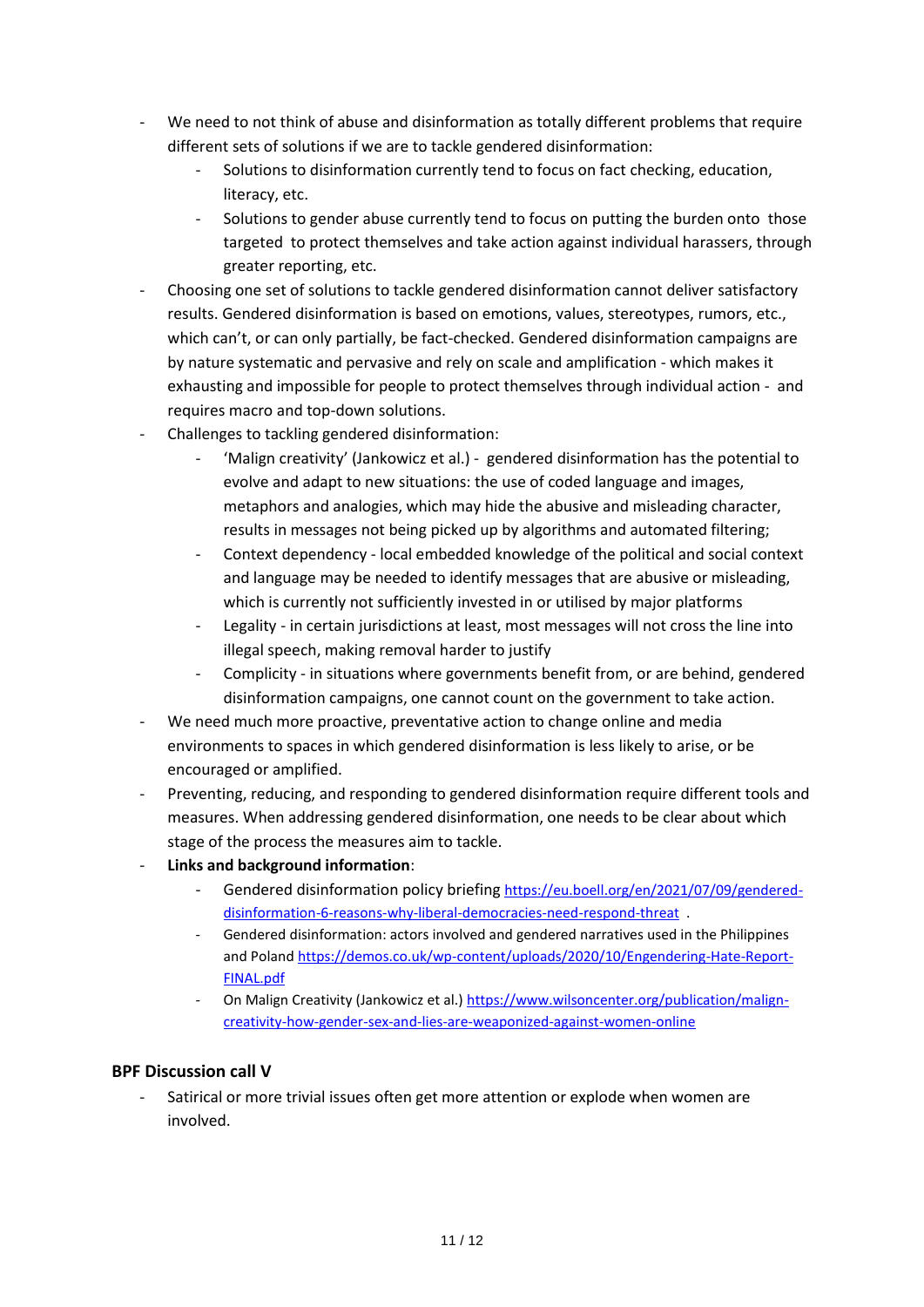- We need to not think of abuse and disinformation as totally different problems that require different sets of solutions if we are to tackle gendered disinformation:
  - Solutions to disinformation currently tend to focus on fact checking, education, literacy, etc.
  - Solutions to gender abuse currently tend to focus on putting the burden onto those targeted to protect themselves and take action against individual harassers, through greater reporting, etc.
- Choosing one set of solutions to tackle gendered disinformation cannot deliver satisfactory results. Gendered disinformation is based on emotions, values, stereotypes, rumors, etc., which can't, or can only partially, be fact-checked. Gendered disinformation campaigns are by nature systematic and pervasive and rely on scale and amplification - which makes it exhausting and impossible for people to protect themselves through individual action - and requires macro and top-down solutions.
- Challenges to tackling gendered disinformation:
  - 'Malign creativity' (Jankowicz et al.) - gendered disinformation has the potential to evolve and adapt to new situations: the use of coded language and images, metaphors and analogies, which may hide the abusive and misleading character, results in messages not being picked up by algorithms and automated filtering;
  - Context dependency - local embedded knowledge of the political and social context and language may be needed to identify messages that are abusive or misleading, which is currently not sufficiently invested in or utilised by major platforms
  - Legality - in certain jurisdictions at least, most messages will not cross the line into illegal speech, making removal harder to justify
  - Complicity - in situations where governments benefit from, or are behind, gendered disinformation campaigns, one cannot count on the government to take action.
- We need much more proactive, preventative action to change online and media environments to spaces in which gendered disinformation is less likely to arise, or be encouraged or amplified.
- Preventing, reducing, and responding to gendered disinformation require different tools and measures. When addressing gendered disinformation, one needs to be clear about which stage of the process the measures aim to tackle.
- **Links and background information**:
  - Gendered disinformation policy briefing https://eu.boell.org/en/2021/07/09/gendered-disinformation-6-reasons-why-liberal-democracies-need-respond-threat .
  - Gendered disinformation: actors involved and gendered narratives used in the Philippines and Poland https://demos.co.uk/wp-content/uploads/2020/10/Engendering-Hate-Report-FINAL.pdf
  - On Malign Creativity (Jankowicz et al.) https://www.wilsoncenter.org/publication/malign-creativity-how-gender-sex-and-lies-are-weaponized-against-women-online

### BPF Discussion call V

- Satirical or more trivial issues often get more attention or explode when women are involved.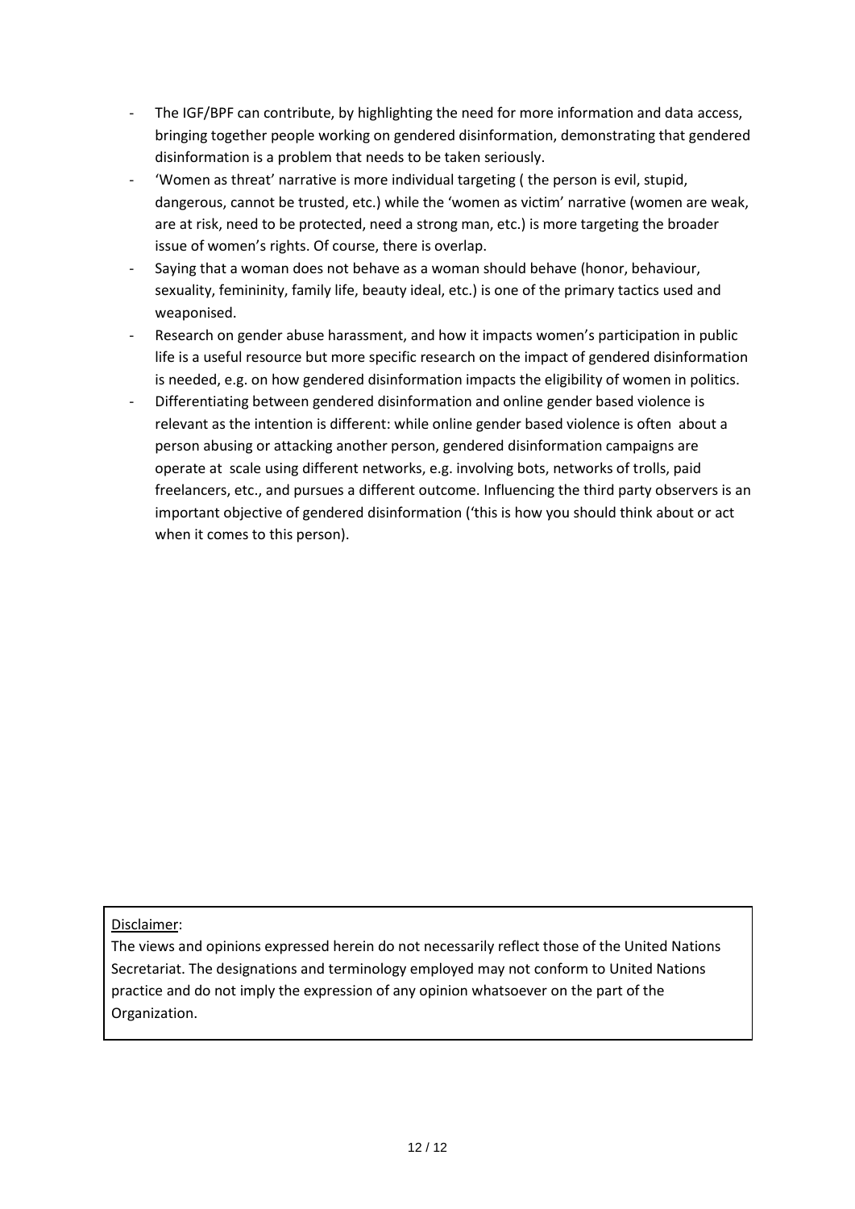- The IGF/BPF can contribute, by highlighting the need for more information and data access, bringing together people working on gendered disinformation, demonstrating that gendered disinformation is a problem that needs to be taken seriously.
- 'Women as threat' narrative is more individual targeting ( the person is evil, stupid, dangerous, cannot be trusted, etc.) while the 'women as victim' narrative (women are weak, are at risk, need to be protected, need a strong man, etc.) is more targeting the broader issue of women's rights. Of course, there is overlap.
- Saying that a woman does not behave as a woman should behave (honor, behaviour, sexuality, femininity, family life, beauty ideal, etc.) is one of the primary tactics used and weaponised.
- Research on gender abuse harassment, and how it impacts women's participation in public life is a useful resource but more specific research on the impact of gendered disinformation is needed, e.g. on how gendered disinformation impacts the eligibility of women in politics.
- Differentiating between gendered disinformation and online gender based violence is relevant as the intention is different: while online gender based violence is often about a person abusing or attacking another person, gendered disinformation campaigns are operate at scale using different networks, e.g. involving bots, networks of trolls, paid freelancers, etc., and pursues a different outcome. Influencing the third party observers is an important objective of gendered disinformation ('this is how you should think about or act when it comes to this person).

<u>Disclaimer</u>:

The views and opinions expressed herein do not necessarily reflect those of the United Nations Secretariat. The designations and terminology employed may not conform to United Nations practice and do not imply the expression of any opinion whatsoever on the part of the Organization.